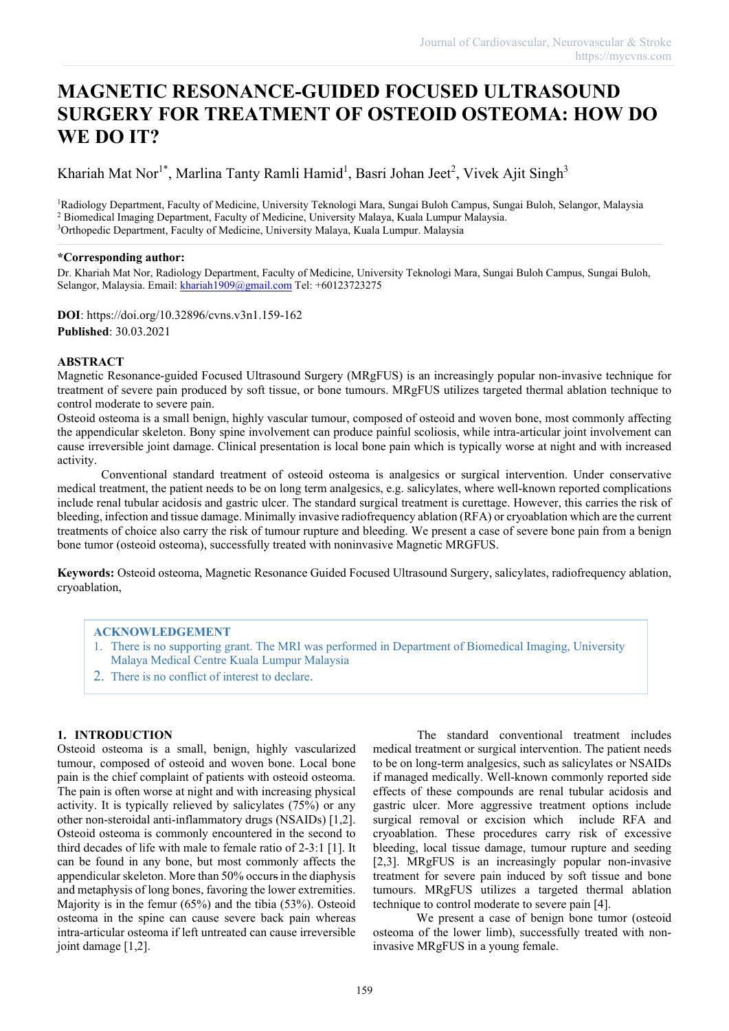# MAGNETIC RESONANCE-GUIDED FOCUSED ULTRASOUND SURGERY FOR TREATMENT OF OSTEOID OSTEOMA: HOW DO WE DO IT?

Khariah Mat Nor[1*], Marlina Tanty Ramli Hamid[1], Basri Johan Jeet[2], Vivek Ajit Singh[3]

[1]Radiology Department, Faculty of Medicine, University Teknologi Mara, Sungai Buloh Campus, Sungai Buloh, Selangor, Malaysia
[2] Biomedical Imaging Department, Faculty of Medicine, University Malaya, Kuala Lumpur Malaysia.
[3]Orthopedic Department, Faculty of Medicine, University Malaya, Kuala Lumpur. Malaysia

**\*Corresponding author:**
Dr. Khariah Mat Nor, Radiology Department, Faculty of Medicine, University Teknologi Mara, Sungai Buloh Campus, Sungai Buloh, Selangor, Malaysia. Email: khariah1909@gmail.com Tel: +60123723275

**DOI**: https://doi.org/10.32896/cvns.v3n1.159-162
**Published**: 30.03.2021

## ABSTRACT

Magnetic Resonance-guided Focused Ultrasound Surgery (MRgFUS) is an increasingly popular non-invasive technique for treatment of severe pain produced by soft tissue, or bone tumours. MRgFUS utilizes targeted thermal ablation technique to control moderate to severe pain.

Osteoid osteoma is a small benign, highly vascular tumour, composed of osteoid and woven bone, most commonly affecting the appendicular skeleton. Bony spine involvement can produce painful scoliosis, while intra-articular joint involvement can cause irreversible joint damage. Clinical presentation is local bone pain which is typically worse at night and with increased activity.

Conventional standard treatment of osteoid osteoma is analgesics or surgical intervention. Under conservative medical treatment, the patient needs to be on long term analgesics, e.g. salicylates, where well-known reported complications include renal tubular acidosis and gastric ulcer. The standard surgical treatment is curettage. However, this carries the risk of bleeding, infection and tissue damage. Minimally invasive radiofrequency ablation (RFA) or cryoablation which are the current treatments of choice also carry the risk of tumour rupture and bleeding. We present a case of severe bone pain from a benign bone tumor (osteoid osteoma), successfully treated with noninvasive Magnetic MRGFUS.

**Keywords:** Osteoid osteoma, Magnetic Resonance Guided Focused Ultrasound Surgery, salicylates, radiofrequency ablation, cryoablation,

**ACKNOWLEDGEMENT**

1. There is no supporting grant. The MRI was performed in Department of Biomedical Imaging, University Malaya Medical Centre Kuala Lumpur Malaysia
2. There is no conflict of interest to declare.

## 1. INTRODUCTION

Osteoid osteoma is a small, benign, highly vascularized tumour, composed of osteoid and woven bone. Local bone pain is the chief complaint of patients with osteoid osteoma. The pain is often worse at night and with increasing physical activity. It is typically relieved by salicylates (75%) or any other non-steroidal anti-inflammatory drugs (NSAIDs) [1,2]. Osteoid osteoma is commonly encountered in the second to third decades of life with male to female ratio of 2-3:1 [1]. It can be found in any bone, but most commonly affects the appendicular skeleton. More than 50% occurs in the diaphysis and metaphysis of long bones, favoring the lower extremities. Majority is in the femur (65%) and the tibia (53%). Osteoid osteoma in the spine can cause severe back pain whereas intra-articular osteoma if left untreated can cause irreversible joint damage [1,2].

The standard conventional treatment includes medical treatment or surgical intervention. The patient needs to be on long-term analgesics, such as salicylates or NSAIDs if managed medically. Well-known commonly reported side effects of these compounds are renal tubular acidosis and gastric ulcer. More aggressive treatment options include surgical removal or excision which include RFA and cryoablation. These procedures carry risk of excessive bleeding, local tissue damage, tumour rupture and seeding [2,3]. MRgFUS is an increasingly popular non-invasive treatment for severe pain induced by soft tissue and bone tumours. MRgFUS utilizes a targeted thermal ablation technique to control moderate to severe pain [4].

We present a case of benign bone tumor (osteoid osteoma of the lower limb), successfully treated with non-invasive MRgFUS in a young female.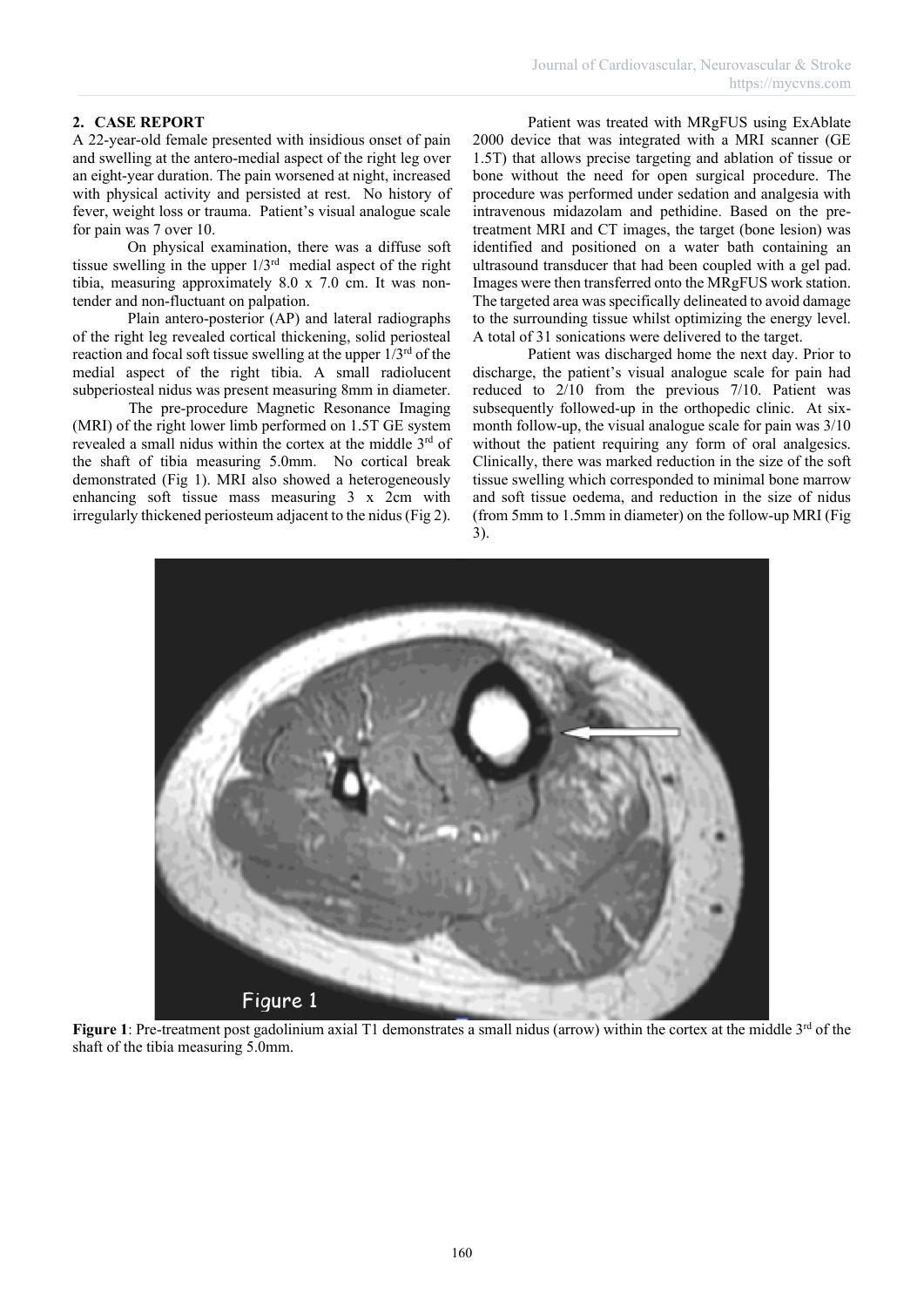## 2. CASE REPORT

A 22-year-old female presented with insidious onset of pain and swelling at the antero-medial aspect of the right leg over an eight-year duration. The pain worsened at night, increased with physical activity and persisted at rest. No history of fever, weight loss or trauma. Patient's visual analogue scale for pain was 7 over 10.

On physical examination, there was a diffuse soft tissue swelling in the upper 1/3rd medial aspect of the right tibia, measuring approximately 8.0 x 7.0 cm. It was non-tender and non-fluctuant on palpation.

Plain antero-posterior (AP) and lateral radiographs of the right leg revealed cortical thickening, solid periosteal reaction and focal soft tissue swelling at the upper 1/3rd of the medial aspect of the right tibia. A small radiolucent subperiosteal nidus was present measuring 8mm in diameter.

The pre-procedure Magnetic Resonance Imaging (MRI) of the right lower limb performed on 1.5T GE system revealed a small nidus within the cortex at the middle 3rd of the shaft of tibia measuring 5.0mm. No cortical break demonstrated (Fig 1). MRI also showed a heterogeneously enhancing soft tissue mass measuring 3 x 2cm with irregularly thickened periosteum adjacent to the nidus (Fig 2).

Patient was treated with MRgFUS using ExAblate 2000 device that was integrated with a MRI scanner (GE 1.5T) that allows precise targeting and ablation of tissue or bone without the need for open surgical procedure. The procedure was performed under sedation and analgesia with intravenous midazolam and pethidine. Based on the pre-treatment MRI and CT images, the target (bone lesion) was identified and positioned on a water bath containing an ultrasound transducer that had been coupled with a gel pad. Images were then transferred onto the MRgFUS work station. The targeted area was specifically delineated to avoid damage to the surrounding tissue whilst optimizing the energy level. A total of 31 sonications were delivered to the target.

Patient was discharged home the next day. Prior to discharge, the patient's visual analogue scale for pain had reduced to 2/10 from the previous 7/10. Patient was subsequently followed-up in the orthopedic clinic. At six-month follow-up, the visual analogue scale for pain was 3/10 without the patient requiring any form of oral analgesics. Clinically, there was marked reduction in the size of the soft tissue swelling which corresponded to minimal bone marrow and soft tissue oedema, and reduction in the size of nidus (from 5mm to 1.5mm in diameter) on the follow-up MRI (Fig 3).

**Figure 1**: Pre-treatment post gadolinium axial T1 demonstrates a small nidus (arrow) within the cortex at the middle 3rd of the shaft of the tibia measuring 5.0mm.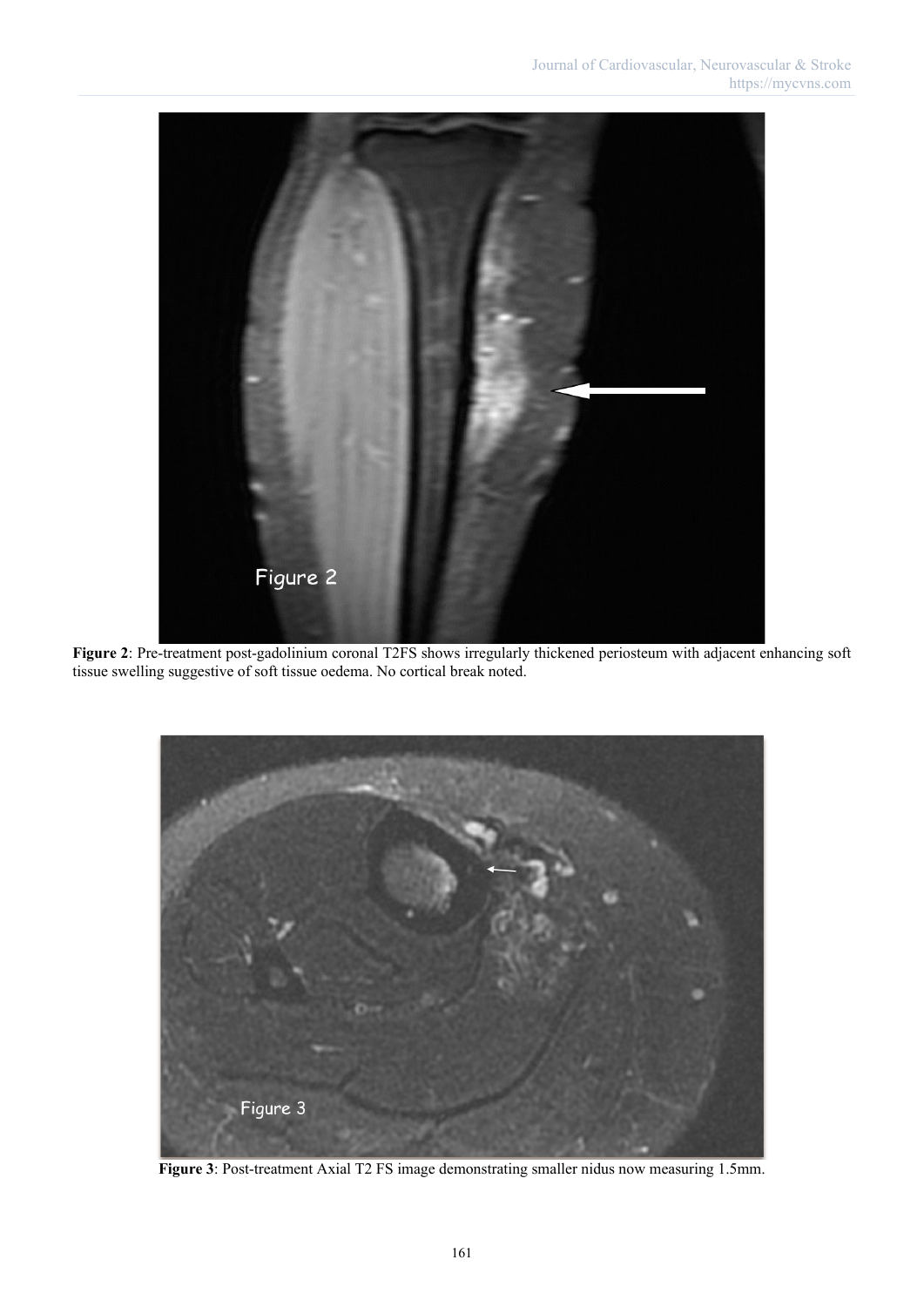**Figure 2**: Pre-treatment post-gadolinium coronal T2FS shows irregularly thickened periosteum with adjacent enhancing soft tissue swelling suggestive of soft tissue oedema. No cortical break noted.

**Figure 3**: Post-treatment Axial T2 FS image demonstrating smaller nidus now measuring 1.5mm.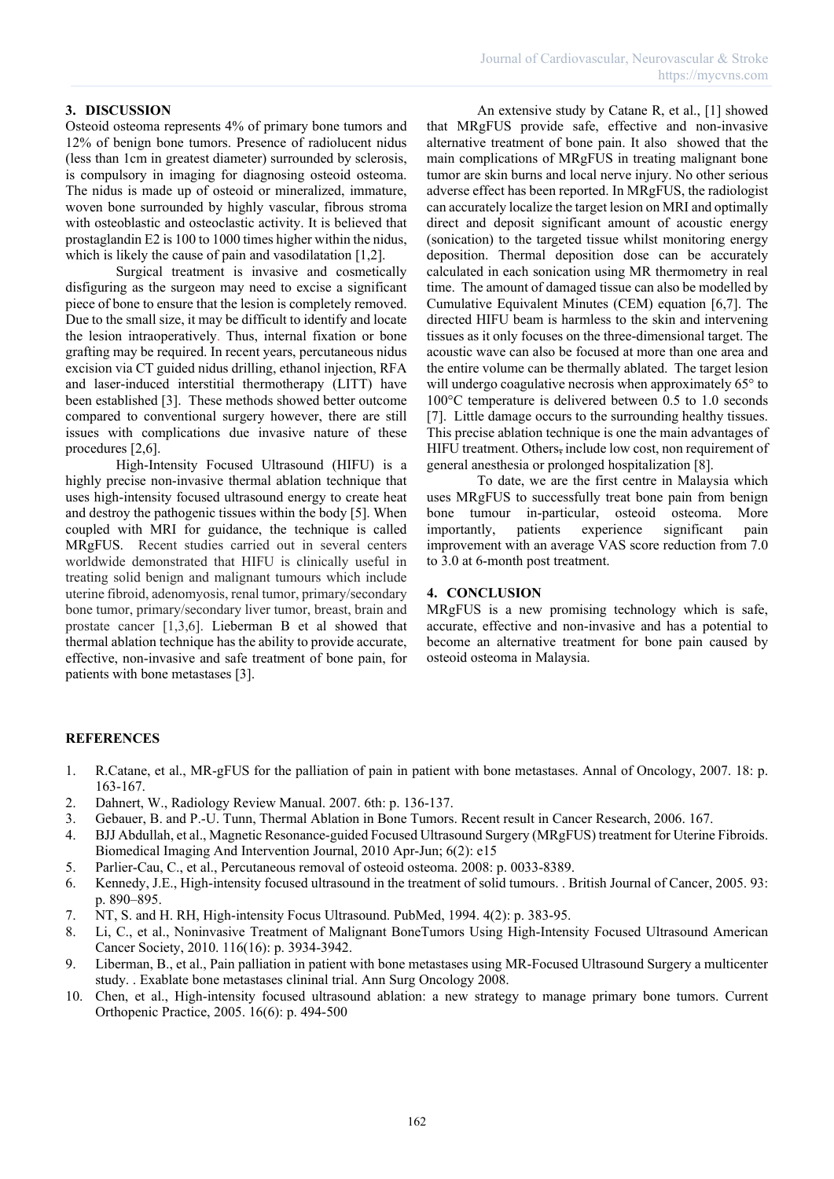## 3. DISCUSSION

Osteoid osteoma represents 4% of primary bone tumors and 12% of benign bone tumors. Presence of radiolucent nidus (less than 1cm in greatest diameter) surrounded by sclerosis, is compulsory in imaging for diagnosing osteoid osteoma. The nidus is made up of osteoid or mineralized, immature, woven bone surrounded by highly vascular, fibrous stroma with osteoblastic and osteoclastic activity. It is believed that prostaglandin E2 is 100 to 1000 times higher within the nidus, which is likely the cause of pain and vasodilatation [1,2].

Surgical treatment is invasive and cosmetically disfiguring as the surgeon may need to excise a significant piece of bone to ensure that the lesion is completely removed. Due to the small size, it may be difficult to identify and locate the lesion intraoperatively. Thus, internal fixation or bone grafting may be required. In recent years, percutaneous nidus excision via CT guided nidus drilling, ethanol injection, RFA and laser-induced interstitial thermotherapy (LITT) have been established [3]. These methods showed better outcome compared to conventional surgery however, there are still issues with complications due invasive nature of these procedures [2,6].

High-Intensity Focused Ultrasound (HIFU) is a highly precise non-invasive thermal ablation technique that uses high-intensity focused ultrasound energy to create heat and destroy the pathogenic tissues within the body [5]. When coupled with MRI for guidance, the technique is called MRgFUS. Recent studies carried out in several centers worldwide demonstrated that HIFU is clinically useful in treating solid benign and malignant tumours which include uterine fibroid, adenomyosis, renal tumor, primary/secondary bone tumor, primary/secondary liver tumor, breast, brain and prostate cancer [1,3,6]. Lieberman B et al showed that thermal ablation technique has the ability to provide accurate, effective, non-invasive and safe treatment of bone pain, for patients with bone metastases [3].

An extensive study by Catane R, et al., [1] showed that MRgFUS provide safe, effective and non-invasive alternative treatment of bone pain. It also showed that the main complications of MRgFUS in treating malignant bone tumor are skin burns and local nerve injury. No other serious adverse effect has been reported. In MRgFUS, the radiologist can accurately localize the target lesion on MRI and optimally direct and deposit significant amount of acoustic energy (sonication) to the targeted tissue whilst monitoring energy deposition. Thermal deposition dose can be accurately calculated in each sonication using MR thermometry in real time. The amount of damaged tissue can also be modelled by Cumulative Equivalent Minutes (CEM) equation [6,7]. The directed HIFU beam is harmless to the skin and intervening tissues as it only focuses on the three-dimensional target. The acoustic wave can also be focused at more than one area and the entire volume can be thermally ablated. The target lesion will undergo coagulative necrosis when approximately 65° to 100°C temperature is delivered between 0.5 to 1.0 seconds [7]. Little damage occurs to the surrounding healthy tissues. This precise ablation technique is one the main advantages of HIFU treatment. Others, include low cost, non requirement of general anesthesia or prolonged hospitalization [8].

To date, we are the first centre in Malaysia which uses MRgFUS to successfully treat bone pain from benign bone tumour in-particular, osteoid osteoma. More importantly, patients experience significant pain improvement with an average VAS score reduction from 7.0 to 3.0 at 6-month post treatment.

## 4. CONCLUSION

MRgFUS is a new promising technology which is safe, accurate, effective and non-invasive and has a potential to become an alternative treatment for bone pain caused by osteoid osteoma in Malaysia.

## REFERENCES

1. R.Catane, et al., MR-gFUS for the palliation of pain in patient with bone metastases. Annal of Oncology, 2007. 18: p. 163-167.
2. Dahnert, W., Radiology Review Manual. 2007. 6th: p. 136-137.
3. Gebauer, B. and P.-U. Tunn, Thermal Ablation in Bone Tumors. Recent result in Cancer Research, 2006. 167.
4. BJJ Abdullah, et al., Magnetic Resonance-guided Focused Ultrasound Surgery (MRgFUS) treatment for Uterine Fibroids. Biomedical Imaging And Intervention Journal, 2010 Apr-Jun; 6(2): e15
5. Parlier-Cau, C., et al., Percutaneous removal of osteoid osteoma. 2008: p. 0033-8389.
6. Kennedy, J.E., High-intensity focused ultrasound in the treatment of solid tumours. . British Journal of Cancer, 2005. 93: p. 890–895.
7. NT, S. and H. RH, High-intensity Focus Ultrasound. PubMed, 1994. 4(2): p. 383-95.
8. Li, C., et al., Noninvasive Treatment of Malignant BoneTumors Using High-Intensity Focused Ultrasound American Cancer Society, 2010. 116(16): p. 3934-3942.
9. Liberman, B., et al., Pain palliation in patient with bone metastases using MR-Focused Ultrasound Surgery a multicenter study. . Exablate bone metastases clininal trial. Ann Surg Oncology 2008.
10. Chen, et al., High-intensity focused ultrasound ablation: a new strategy to manage primary bone tumors. Current Orthopenic Practice, 2005. 16(6): p. 494-500